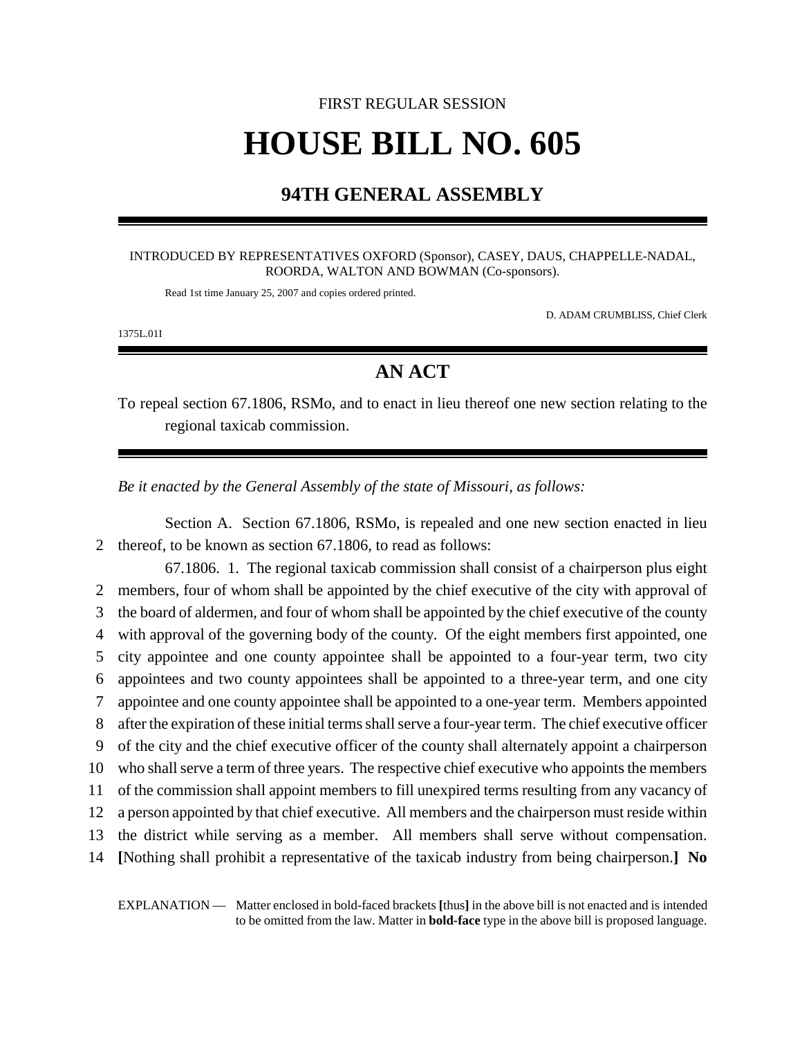FIRST REGULAR SESSION

# HOUSE BILL NO. 605

## 94TH GENERAL ASSEMBLY

INTRODUCED BY REPRESENTATIVES OXFORD (Sponsor), CASEY, DAUS, CHAPPELLE-NADAL, ROORDA, WALTON AND BOWMAN (Co-sponsors).

Read 1st time January 25, 2007 and copies ordered printed.

D. ADAM CRUMBLISS, Chief Clerk

1375L.01I

## AN ACT

To repeal section 67.1806, RSMo, and to enact in lieu thereof one new section relating to the regional taxicab commission.

*Be it enacted by the General Assembly of the state of Missouri, as follows:*

Section A. Section 67.1806, RSMo, is repealed and one new section enacted in lieu thereof, to be known as section 67.1806, to read as follows:

67.1806. 1. The regional taxicab commission shall consist of a chairperson plus eight members, four of whom shall be appointed by the chief executive of the city with approval of the board of aldermen, and four of whom shall be appointed by the chief executive of the county with approval of the governing body of the county. Of the eight members first appointed, one city appointee and one county appointee shall be appointed to a four-year term, two city appointees and two county appointees shall be appointed to a three-year term, and one city appointee and one county appointee shall be appointed to a one-year term. Members appointed after the expiration of these initial terms shall serve a four-year term. The chief executive officer of the city and the chief executive officer of the county shall alternately appoint a chairperson who shall serve a term of three years. The respective chief executive who appoints the members of the commission shall appoint members to fill unexpired terms resulting from any vacancy of a person appointed by that chief executive. All members and the chairperson must reside within the district while serving as a member. All members shall serve without compensation. **[**Nothing shall prohibit a representative of the taxicab industry from being chairperson.**]** **No**

EXPLANATION — Matter enclosed in bold-faced brackets **[**thus**]** in the above bill is not enacted and is intended to be omitted from the law. Matter in **bold-face** type in the above bill is proposed language.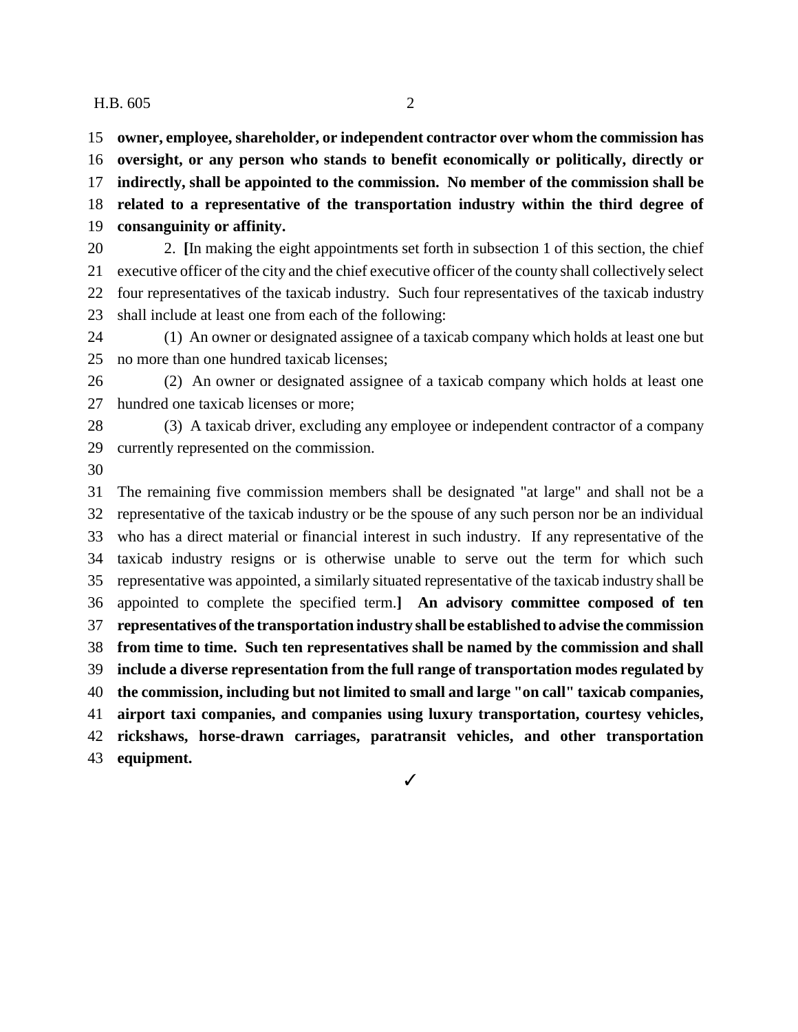**owner, employee, shareholder, or independent contractor over whom the commission has oversight, or any person who stands to benefit economically or politically, directly or indirectly, shall be appointed to the commission. No member of the commission shall be related to a representative of the transportation industry within the third degree of consanguinity or affinity.**

2. **[**In making the eight appointments set forth in subsection 1 of this section, the chief executive officer of the city and the chief executive officer of the county shall collectively select four representatives of the taxicab industry. Such four representatives of the taxicab industry shall include at least one from each of the following:

(1) An owner or designated assignee of a taxicab company which holds at least one but no more than one hundred taxicab licenses;

(2) An owner or designated assignee of a taxicab company which holds at least one hundred one taxicab licenses or more;

(3) A taxicab driver, excluding any employee or independent contractor of a company currently represented on the commission.

The remaining five commission members shall be designated "at large" and shall not be a representative of the taxicab industry or be the spouse of any such person nor be an individual who has a direct material or financial interest in such industry. If any representative of the taxicab industry resigns or is otherwise unable to serve out the term for which such representative was appointed, a similarly situated representative of the taxicab industry shall be appointed to complete the specified term.**]** **An advisory committee composed of ten representatives of the transportation industry shall be established to advise the commission from time to time. Such ten representatives shall be named by the commission and shall include a diverse representation from the full range of transportation modes regulated by the commission, including but not limited to small and large "on call" taxicab companies, airport taxi companies, and companies using luxury transportation, courtesy vehicles, rickshaws, horse-drawn carriages, paratransit vehicles, and other transportation equipment.**

✓